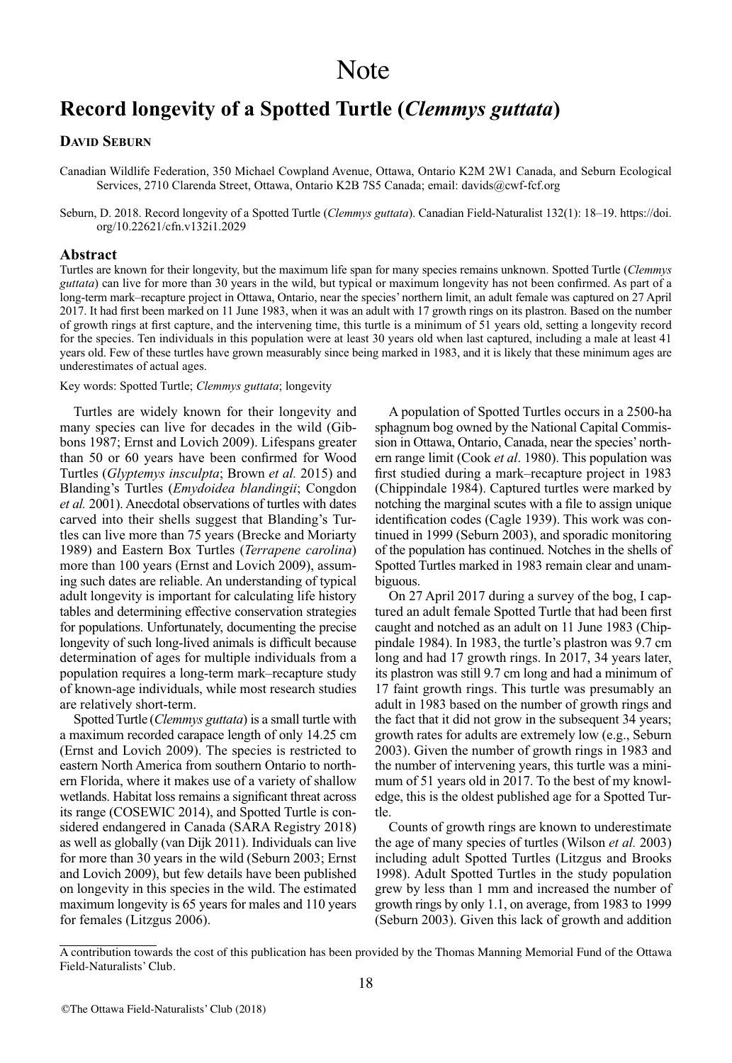# Note

## Record longevity of a Spotted Turtle (*Clemmys guttata*)

**David Seburn**

Canadian Wildlife Federation, 350 Michael Cowpland Avenue, Ottawa, Ontario K2M 2W1 Canada, and Seburn Ecological Services, 2710 Clarenda Street, Ottawa, Ontario K2B 7S5 Canada; email: davids@cwf-fcf.org

Seburn, D. 2018. Record longevity of a Spotted Turtle (*Clemmys guttata*). Canadian Field-Naturalist 132(1): 18–19. https://doi.org/10.22621/cfn.v132i1.2029

### Abstract

Turtles are known for their longevity, but the maximum life span for many species remains unknown. Spotted Turtle (*Clemmys guttata*) can live for more than 30 years in the wild, but typical or maximum longevity has not been confirmed. As part of a long-term mark–recapture project in Ottawa, Ontario, near the species' northern limit, an adult female was captured on 27 April 2017. It had first been marked on 11 June 1983, when it was an adult with 17 growth rings on its plastron. Based on the number of growth rings at first capture, and the intervening time, this turtle is a minimum of 51 years old, setting a longevity record for the species. Ten individuals in this population were at least 30 years old when last captured, including a male at least 41 years old. Few of these turtles have grown measurably since being marked in 1983, and it is likely that these minimum ages are underestimates of actual ages.

Key words: Spotted Turtle; *Clemmys guttata*; longevity

Turtles are widely known for their longevity and many species can live for decades in the wild (Gibbons 1987; Ernst and Lovich 2009). Lifespans greater than 50 or 60 years have been confirmed for Wood Turtles (*Glyptemys insculpta*; Brown *et al.* 2015) and Blanding's Turtles (*Emydoidea blandingii*; Congdon *et al.* 2001). Anecdotal observations of turtles with dates carved into their shells suggest that Blanding's Turtles can live more than 75 years (Brecke and Moriarty 1989) and Eastern Box Turtles (*Terrapene carolina*) more than 100 years (Ernst and Lovich 2009), assuming such dates are reliable. An understanding of typical adult longevity is important for calculating life history tables and determining effective conservation strategies for populations. Unfortunately, documenting the precise longevity of such long-lived animals is difficult because determination of ages for multiple individuals from a population requires a long-term mark–recapture study of known-age individuals, while most research studies are relatively short-term.

Spotted Turtle (*Clemmys guttata*) is a small turtle with a maximum recorded carapace length of only 14.25 cm (Ernst and Lovich 2009). The species is restricted to eastern North America from southern Ontario to northern Florida, where it makes use of a variety of shallow wetlands. Habitat loss remains a significant threat across its range (COSEWIC 2014), and Spotted Turtle is considered endangered in Canada (SARA Registry 2018) as well as globally (van Dijk 2011). Individuals can live for more than 30 years in the wild (Seburn 2003; Ernst and Lovich 2009), but few details have been published on longevity in this species in the wild. The estimated maximum longevity is 65 years for males and 110 years for females (Litzgus 2006).

A population of Spotted Turtles occurs in a 2500-ha sphagnum bog owned by the National Capital Commission in Ottawa, Ontario, Canada, near the species' northern range limit (Cook *et al*. 1980). This population was first studied during a mark–recapture project in 1983 (Chippindale 1984). Captured turtles were marked by notching the marginal scutes with a file to assign unique identification codes (Cagle 1939). This work was continued in 1999 (Seburn 2003), and sporadic monitoring of the population has continued. Notches in the shells of Spotted Turtles marked in 1983 remain clear and unambiguous.

On 27 April 2017 during a survey of the bog, I captured an adult female Spotted Turtle that had been first caught and notched as an adult on 11 June 1983 (Chippindale 1984). In 1983, the turtle's plastron was 9.7 cm long and had 17 growth rings. In 2017, 34 years later, its plastron was still 9.7 cm long and had a minimum of 17 faint growth rings. This turtle was presumably an adult in 1983 based on the number of growth rings and the fact that it did not grow in the subsequent 34 years; growth rates for adults are extremely low (e.g., Seburn 2003). Given the number of growth rings in 1983 and the number of intervening years, this turtle was a minimum of 51 years old in 2017. To the best of my knowledge, this is the oldest published age for a Spotted Turtle.

Counts of growth rings are known to underestimate the age of many species of turtles (Wilson *et al.* 2003) including adult Spotted Turtles (Litzgus and Brooks 1998). Adult Spotted Turtles in the study population grew by less than 1 mm and increased the number of growth rings by only 1.1, on average, from 1983 to 1999 (Seburn 2003). Given this lack of growth and addition

A contribution towards the cost of this publication has been provided by the Thomas Manning Memorial Fund of the Ottawa Field-Naturalists' Club.

©The Ottawa Field-Naturalists' Club (2018)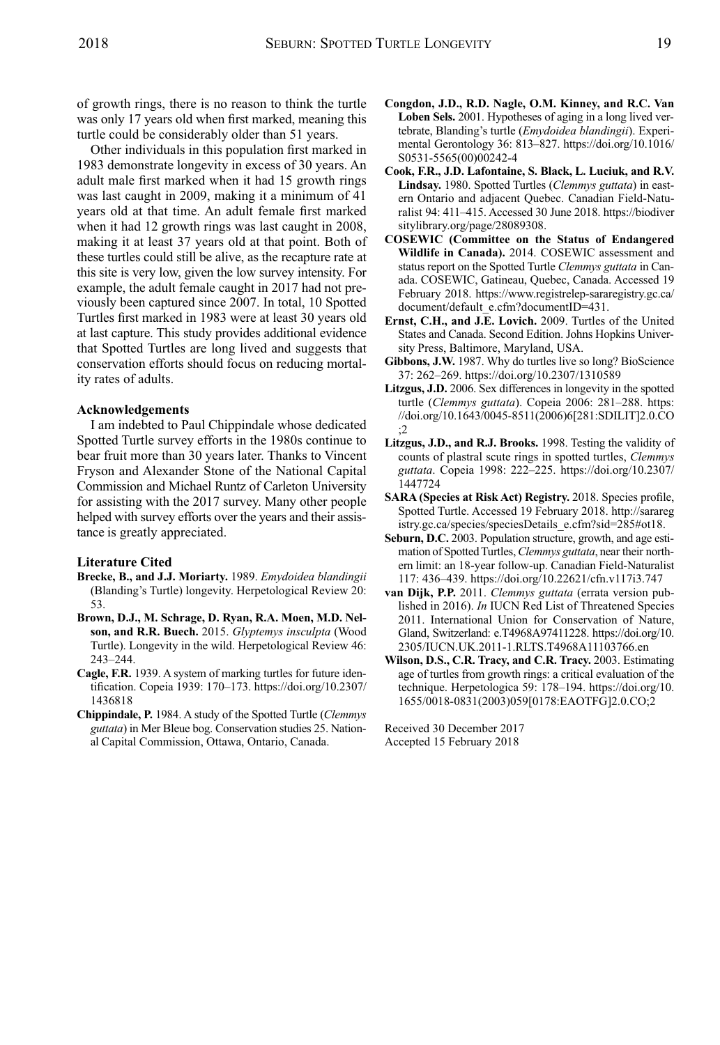of growth rings, there is no reason to think the turtle was only 17 years old when first marked, meaning this turtle could be considerably older than 51 years.

Other individuals in this population first marked in 1983 demonstrate longevity in excess of 30 years. An adult male first marked when it had 15 growth rings was last caught in 2009, making it a minimum of 41 years old at that time. An adult female first marked when it had 12 growth rings was last caught in 2008, making it at least 37 years old at that point. Both of these turtles could still be alive, as the recapture rate at this site is very low, given the low survey intensity. For example, the adult female caught in 2017 had not previously been captured since 2007. In total, 10 Spotted Turtles first marked in 1983 were at least 30 years old at last capture. This study provides additional evidence that Spotted Turtles are long lived and suggests that conservation efforts should focus on reducing mortality rates of adults.

### Acknowledgements

I am indebted to Paul Chippindale whose dedicated Spotted Turtle survey efforts in the 1980s continue to bear fruit more than 30 years later. Thanks to Vincent Fryson and Alexander Stone of the National Capital Commission and Michael Runtz of Carleton University for assisting with the 2017 survey. Many other people helped with survey efforts over the years and their assistance is greatly appreciated.

### Literature Cited

**Brecke, B., and J.J. Moriarty.** 1989. *Emydoidea blandingii* (Blanding's Turtle) longevity. Herpetological Review 20: 53.

**Brown, D.J., M. Schrage, D. Ryan, R.A. Moen, M.D. Nelson, and R.R. Buech.** 2015. *Glyptemys insculpta* (Wood Turtle). Longevity in the wild. Herpetological Review 46: 243–244.

**Cagle, F.R.** 1939. A system of marking turtles for future identification. Copeia 1939: 170–173. https://doi.org/10.2307/1436818

**Chippindale, P.** 1984. A study of the Spotted Turtle (*Clemmys guttata*) in Mer Bleue bog. Conservation studies 25. National Capital Commission, Ottawa, Ontario, Canada.

**Congdon, J.D., R.D. Nagle, O.M. Kinney, and R.C. Van Loben Sels.** 2001. Hypotheses of aging in a long lived vertebrate, Blanding's turtle (*Emydoidea blandingii*). Experimental Gerontology 36: 813–827. https://doi.org/10.1016/S0531-5565(00)00242-4

**Cook, F.R., J.D. Lafontaine, S. Black, L. Luciuk, and R.V. Lindsay.** 1980. Spotted Turtles (*Clemmys guttata*) in eastern Ontario and adjacent Quebec. Canadian Field-Naturalist 94: 411–415. Accessed 30 June 2018. https://biodiversitylibrary.org/page/28089308.

**COSEWIC (Committee on the Status of Endangered Wildlife in Canada).** 2014. COSEWIC assessment and status report on the Spotted Turtle *Clemmys guttata* in Canada. COSEWIC, Gatineau, Quebec, Canada. Accessed 19 February 2018. https://www.registrelep-sararegistry.gc.ca/document/default_e.cfm?documentID=431.

**Ernst, C.H., and J.E. Lovich.** 2009. Turtles of the United States and Canada. Second Edition. Johns Hopkins University Press, Baltimore, Maryland, USA.

**Gibbons, J.W.** 1987. Why do turtles live so long? BioScience 37: 262–269. https://doi.org/10.2307/1310589

**Litzgus, J.D.** 2006. Sex differences in longevity in the spotted turtle (*Clemmys guttata*). Copeia 2006: 281–288. https://doi.org/10.1643/0045-8511(2006)6[281:SDILIT]2.0.CO;2

**Litzgus, J.D., and R.J. Brooks.** 1998. Testing the validity of counts of plastral scute rings in spotted turtles, *Clemmys guttata*. Copeia 1998: 222–225. https://doi.org/10.2307/1447724

**SARA (Species at Risk Act) Registry.** 2018. Species profile, Spotted Turtle. Accessed 19 February 2018. http://sararegistry.gc.ca/species/speciesDetails_e.cfm?sid=285#ot18.

**Seburn, D.C.** 2003. Population structure, growth, and age estimation of Spotted Turtles, *Clemmys guttata*, near their northern limit: an 18-year follow-up. Canadian Field-Naturalist 117: 436–439. https://doi.org/10.22621/cfn.v117i3.747

**van Dijk, P.P.** 2011. *Clemmys guttata* (errata version published in 2016). *In* IUCN Red List of Threatened Species 2011. International Union for Conservation of Nature, Gland, Switzerland: e.T4968A97411228. https://doi.org/10.2305/IUCN.UK.2011-1.RLTS.T4968A11103766.en

**Wilson, D.S., C.R. Tracy, and C.R. Tracy.** 2003. Estimating age of turtles from growth rings: a critical evaluation of the technique. Herpetologica 59: 178–194. https://doi.org/10.1655/0018-0831(2003)059[0178:EAOTFG]2.0.CO;2

Received 30 December 2017
Accepted 15 February 2018